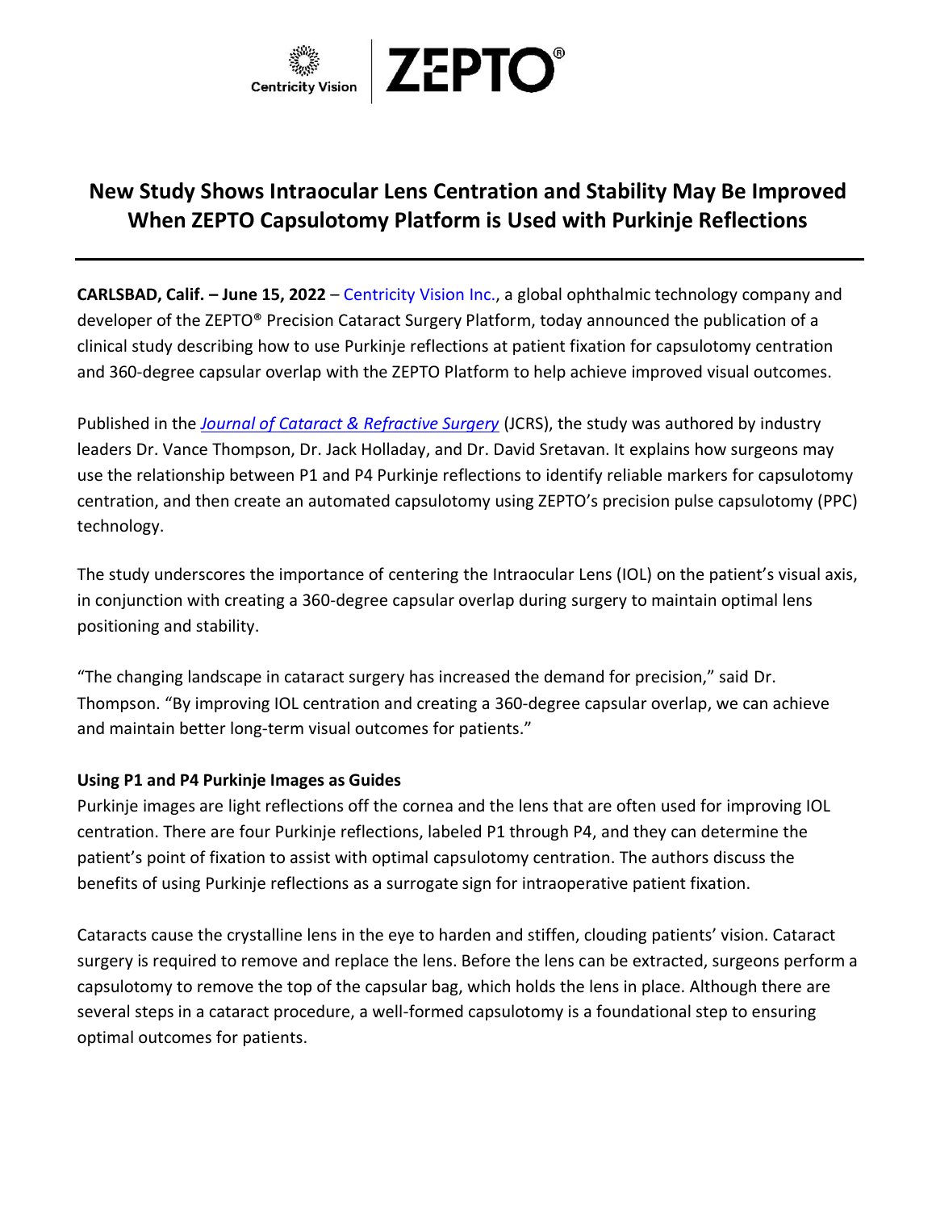Centricity Vision | ZEPTO®

# New Study Shows Intraocular Lens Centration and Stability May Be Improved When ZEPTO Capsulotomy Platform is Used with Purkinje Reflections

**CARLSBAD, Calif. – June 15, 2022** – Centricity Vision Inc., a global ophthalmic technology company and developer of the ZEPTO® Precision Cataract Surgery Platform, today announced the publication of a clinical study describing how to use Purkinje reflections at patient fixation for capsulotomy centration and 360-degree capsular overlap with the ZEPTO Platform to help achieve improved visual outcomes.

Published in the *Journal of Cataract & Refractive Surgery* (JCRS), the study was authored by industry leaders Dr. Vance Thompson, Dr. Jack Holladay, and Dr. David Sretavan. It explains how surgeons may use the relationship between P1 and P4 Purkinje reflections to identify reliable markers for capsulotomy centration, and then create an automated capsulotomy using ZEPTO's precision pulse capsulotomy (PPC) technology.

The study underscores the importance of centering the Intraocular Lens (IOL) on the patient's visual axis, in conjunction with creating a 360-degree capsular overlap during surgery to maintain optimal lens positioning and stability.

"The changing landscape in cataract surgery has increased the demand for precision," said Dr. Thompson. "By improving IOL centration and creating a 360-degree capsular overlap, we can achieve and maintain better long-term visual outcomes for patients."

### Using P1 and P4 Purkinje Images as Guides

Purkinje images are light reflections off the cornea and the lens that are often used for improving IOL centration. There are four Purkinje reflections, labeled P1 through P4, and they can determine the patient's point of fixation to assist with optimal capsulotomy centration. The authors discuss the benefits of using Purkinje reflections as a surrogate sign for intraoperative patient fixation.

Cataracts cause the crystalline lens in the eye to harden and stiffen, clouding patients' vision. Cataract surgery is required to remove and replace the lens. Before the lens can be extracted, surgeons perform a capsulotomy to remove the top of the capsular bag, which holds the lens in place. Although there are several steps in a cataract procedure, a well-formed capsulotomy is a foundational step to ensuring optimal outcomes for patients.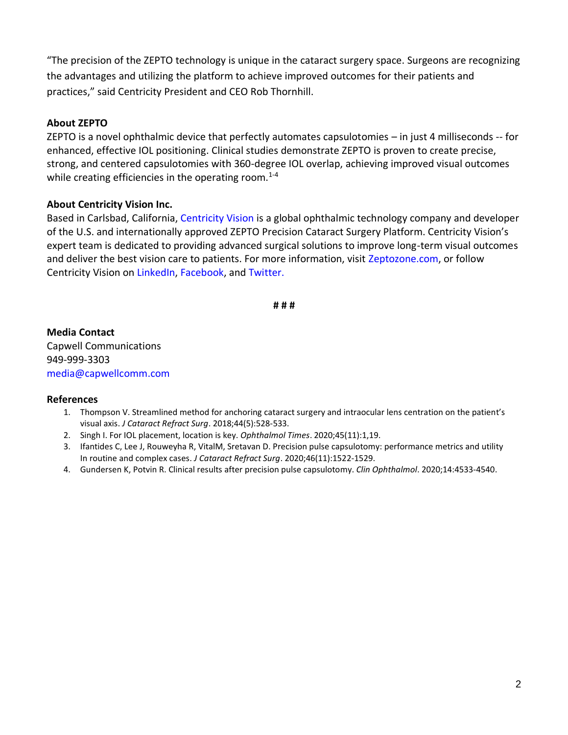"The precision of the ZEPTO technology is unique in the cataract surgery space. Surgeons are recognizing the advantages and utilizing the platform to achieve improved outcomes for their patients and practices," said Centricity President and CEO Rob Thornhill.

**About ZEPTO**

ZEPTO is a novel ophthalmic device that perfectly automates capsulotomies – in just 4 milliseconds -- for enhanced, effective IOL positioning. Clinical studies demonstrate ZEPTO is proven to create precise, strong, and centered capsulotomies with 360-degree IOL overlap, achieving improved visual outcomes while creating efficiencies in the operating room.[1-4]

**About Centricity Vision Inc.**

Based in Carlsbad, California, Centricity Vision is a global ophthalmic technology company and developer of the U.S. and internationally approved ZEPTO Precision Cataract Surgery Platform. Centricity Vision's expert team is dedicated to providing advanced surgical solutions to improve long-term visual outcomes and deliver the best vision care to patients. For more information, visit Zeptozone.com, or follow Centricity Vision on LinkedIn, Facebook, and Twitter.

# # #

**Media Contact**
Capwell Communications
949-999-3303
media@capwellcomm.com

**References**

1. Thompson V. Streamlined method for anchoring cataract surgery and intraocular lens centration on the patient's visual axis. *J Cataract Refract Surg*. 2018;44(5):528-533.
2. Singh I. For IOL placement, location is key. *Ophthalmol Times*. 2020;45(11):1,19.
3. Ifantides C, Lee J, Rouweyha R, VitalM, Sretavan D. Precision pulse capsulotomy: performance metrics and utility In routine and complex cases. *J Cataract Refract Surg*. 2020;46(11):1522-1529.
4. Gundersen K, Potvin R. Clinical results after precision pulse capsulotomy. *Clin Ophthalmol*. 2020;14:4533-4540.